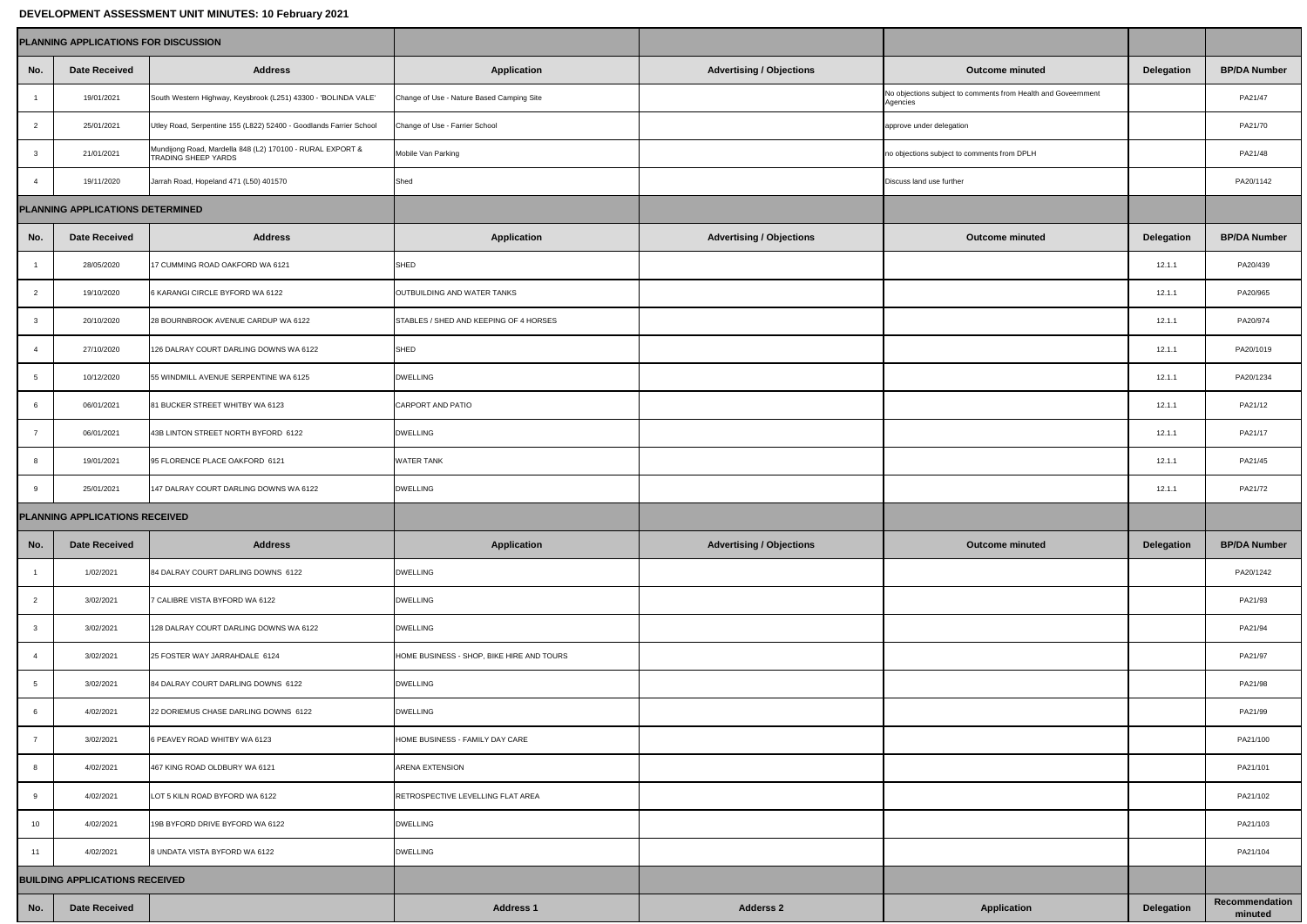**DEVELOPMENT ASSESSMENT UNIT MINUTES: 10 February 2021**

| PLANNING APPLICATIONS FOR DISCUSSION | | | | | | | |
|---|---|---|---|---|---|---|---|
| **No.** | **Date Received** | **Address** | **Application** | **Advertising / Objections** | **Outcome minuted** | **Delegation** | **BP/DA Number** |
| 1 | 19/01/2021 | South Western Highway, Keysbrook (L251) 43300 - 'BOLINDA VALE' | Change of Use - Nature Based Camping Site | | No objections subject to comments from Health and Goveernment Agencies | | PA21/47 |
| 2 | 25/01/2021 | Utley Road, Serpentine 155 (L822) 52400 - Goodlands Farrier School | Change of Use - Farrier School | | approve under delegation | | PA21/70 |
| 3 | 21/01/2021 | Mundijong Road, Mardella 848 (L2) 170100 - RURAL EXPORT & TRADING SHEEP YARDS | Mobile Van Parking | | no objections subject to comments from DPLH | | PA21/48 |
| 4 | 19/11/2020 | Jarrah Road, Hopeland 471 (L50) 401570 | Shed | | Discuss land use further | | PA20/1142 |
| **PLANNING APPLICATIONS DETERMINED** | | | | | | | |
| **No.** | **Date Received** | **Address** | **Application** | **Advertising / Objections** | **Outcome minuted** | **Delegation** | **BP/DA Number** |
| 1 | 28/05/2020 | 17 CUMMING ROAD OAKFORD WA 6121 | SHED | | | 12.1.1 | PA20/439 |
| 2 | 19/10/2020 | 6 KARANGI CIRCLE BYFORD WA 6122 | OUTBUILDING AND WATER TANKS | | | 12.1.1 | PA20/965 |
| 3 | 20/10/2020 | 28 BOURNBROOK AVENUE CARDUP WA 6122 | STABLES / SHED AND KEEPING OF 4 HORSES | | | 12.1.1 | PA20/974 |
| 4 | 27/10/2020 | 126 DALRAY COURT DARLING DOWNS WA 6122 | SHED | | | 12.1.1 | PA20/1019 |
| 5 | 10/12/2020 | 55 WINDMILL AVENUE SERPENTINE WA 6125 | DWELLING | | | 12.1.1 | PA20/1234 |
| 6 | 06/01/2021 | 81 BUCKER STREET WHITBY WA 6123 | CARPORT AND PATIO | | | 12.1.1 | PA21/12 |
| 7 | 06/01/2021 | 43B LINTON STREET NORTH BYFORD 6122 | DWELLING | | | 12.1.1 | PA21/17 |
| 8 | 19/01/2021 | 95 FLORENCE PLACE OAKFORD 6121 | WATER TANK | | | 12.1.1 | PA21/45 |
| 9 | 25/01/2021 | 147 DALRAY COURT DARLING DOWNS WA 6122 | DWELLING | | | 12.1.1 | PA21/72 |
| **PLANNING APPLICATIONS RECEIVED** | | | | | | | |
| **No.** | **Date Received** | **Address** | **Application** | **Advertising / Objections** | **Outcome minuted** | **Delegation** | **BP/DA Number** |
| 1 | 1/02/2021 | 84 DALRAY COURT DARLING DOWNS 6122 | DWELLING | | | | PA20/1242 |
| 2 | 3/02/2021 | 7 CALIBRE VISTA BYFORD WA 6122 | DWELLING | | | | PA21/93 |
| 3 | 3/02/2021 | 128 DALRAY COURT DARLING DOWNS WA 6122 | DWELLING | | | | PA21/94 |
| 4 | 3/02/2021 | 25 FOSTER WAY JARRAHDALE 6124 | HOME BUSINESS - SHOP, BIKE HIRE AND TOURS | | | | PA21/97 |
| 5 | 3/02/2021 | 84 DALRAY COURT DARLING DOWNS 6122 | DWELLING | | | | PA21/98 |
| 6 | 4/02/2021 | 22 DORIEMUS CHASE DARLING DOWNS 6122 | DWELLING | | | | PA21/99 |
| 7 | 3/02/2021 | 6 PEAVEY ROAD WHITBY WA 6123 | HOME BUSINESS - FAMILY DAY CARE | | | | PA21/100 |
| 8 | 4/02/2021 | 467 KING ROAD OLDBURY WA 6121 | ARENA EXTENSION | | | | PA21/101 |
| 9 | 4/02/2021 | LOT 5 KILN ROAD BYFORD WA 6122 | RETROSPECTIVE LEVELLING FLAT AREA | | | | PA21/102 |
| 10 | 4/02/2021 | 19B BYFORD DRIVE BYFORD WA 6122 | DWELLING | | | | PA21/103 |
| 11 | 4/02/2021 | 8 UNDATA VISTA BYFORD WA 6122 | DWELLING | | | | PA21/104 |
| **BUILDING APPLICATIONS RECEIVED** | | | | | | | |
| **No.** | **Date Received** | | **Address 1** | **Adderss 2** | **Application** | **Delegation** | **Recommendation minuted** |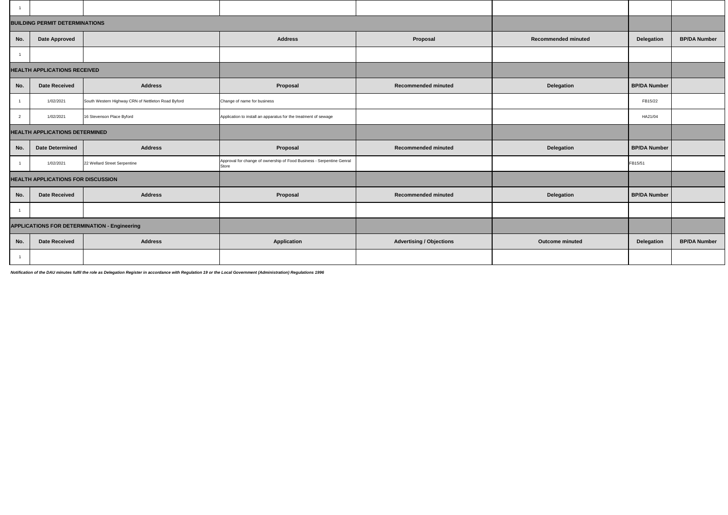| | | | | | | | |
|---|---|---|---|---|---|---|---|
| 1 | | | | | | | |
| **BUILDING PERMIT DETERMINATIONS** | | | | | | | |
| **No.** | **Date Approved** | | **Address** | **Proposal** | **Recommended minuted** | **Delegation** | **BP/DA Number** |
| 1 | | | | | | | |
| **HEALTH APPLICATIONS RECEIVED** | | | | | | | |
| **No.** | **Date Received** | **Address** | **Proposal** | **Recommended minuted** | **Delegation** | **BP/DA Number** | |
| 1 | 1/02/2021 | South Western Highway CRN of Nettleton Road Byford | Change of name for business | | | FB15/22 | |
| 2 | 1/02/2021 | 16 Stevenson Place Byford | Application to install an apparatus for the treatment of sewage | | | HA21/04 | |
| **HEALTH APPLICATIONS DETERMINED** | | | | | | | |
| **No.** | **Date Determined** | **Address** | **Proposal** | **Recommended minuted** | **Delegation** | **BP/DA Number** | |
| 1 | 1/02/2021 | 22 Wellard Street Serpentine | Approval for change of ownership of Food Business - Serpentine Genral Store | | | FB15/51 | |
| **HEALTH APPLICATIONS FOR DISCUSSION** | | | | | | | |
| **No.** | **Date Received** | **Address** | **Proposal** | **Recommended minuted** | **Delegation** | **BP/DA Number** | |
| 1 | | | | | | | |
| **APPLICATIONS FOR DETERMINATION - Engineering** | | | | | | | |
| **No.** | **Date Received** | **Address** | **Application** | **Advertising / Objections** | **Outcome minuted** | **Delegation** | **BP/DA Number** |
| 1 | | | | | | | |

***Notification of the DAU minutes fulfil the role as Delegation Register in accordance with Regulation 19 or the Local Government (Administration) Regulations 1996***